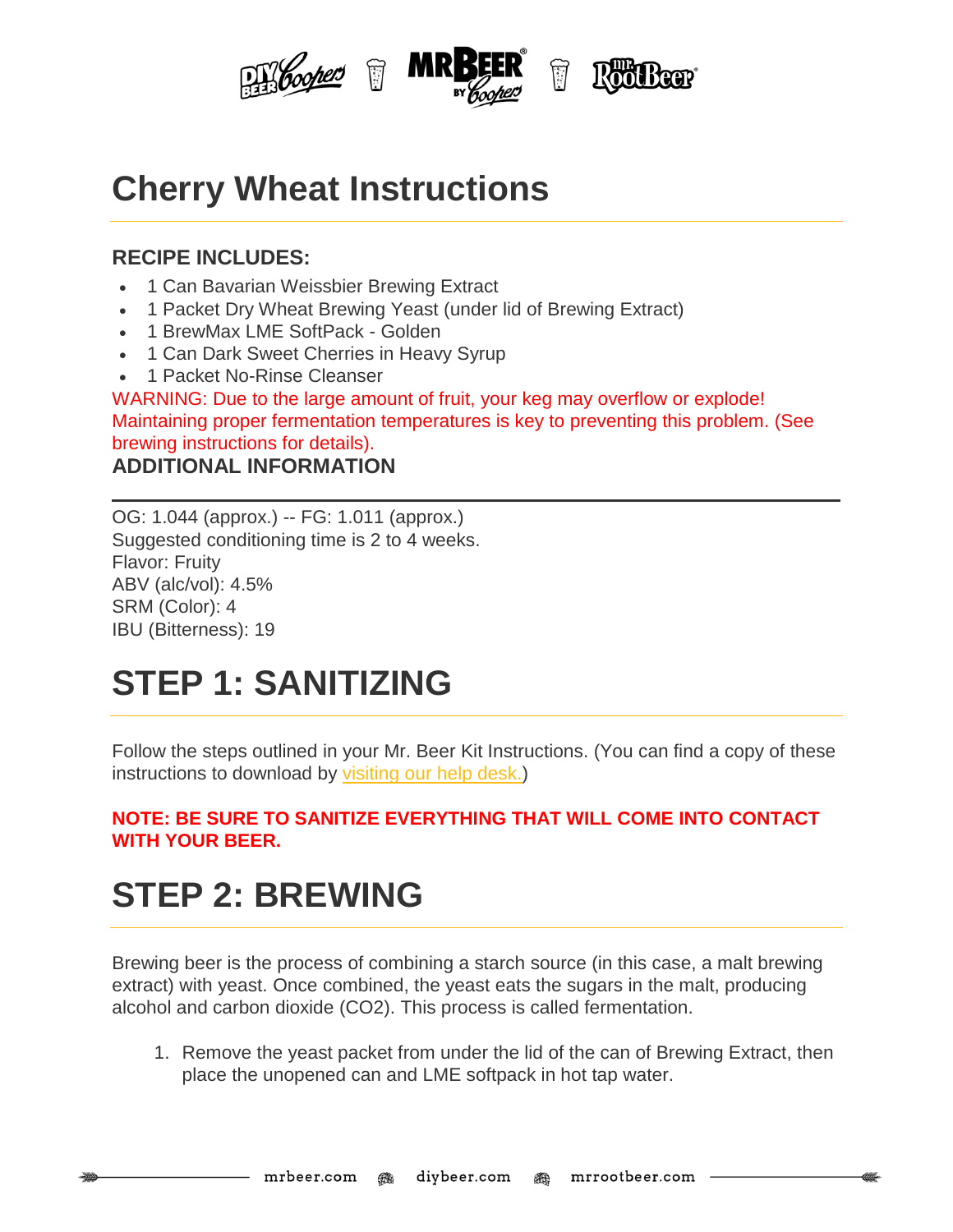# Cherry Wheat Instructions

### RECIPE INCLUDES:

- 1 Can Bavarian Weissbier Brewing Extract
- 1 Packet Dry Wheat Brewing Yeast (under lid of Brewing Extract)
- 1 BrewMax LME SoftPack - Golden
- 1 Can Dark Sweet Cherries in Heavy Syrup
- 1 Packet No-Rinse Cleanser

WARNING: Due to the large amount of fruit, your keg may overflow or explode! Maintaining proper fermentation temperatures is key to preventing this problem. (See brewing instructions for details).

### ADDITIONAL INFORMATION

OG: 1.044 (approx.) -- FG: 1.011 (approx.)
Suggested conditioning time is 2 to 4 weeks.
Flavor: Fruity
ABV (alc/vol): 4.5%
SRM (Color): 4
IBU (Bitterness): 19

# STEP 1: SANITIZING

Follow the steps outlined in your Mr. Beer Kit Instructions. (You can find a copy of these instructions to download by visiting our help desk.)

**NOTE: BE SURE TO SANITIZE EVERYTHING THAT WILL COME INTO CONTACT WITH YOUR BEER.**

# STEP 2: BREWING

Brewing beer is the process of combining a starch source (in this case, a malt brewing extract) with yeast. Once combined, the yeast eats the sugars in the malt, producing alcohol and carbon dioxide ($CO_2$). This process is called fermentation.

1. Remove the yeast packet from under the lid of the can of Brewing Extract, then place the unopened can and LME softpack in hot tap water.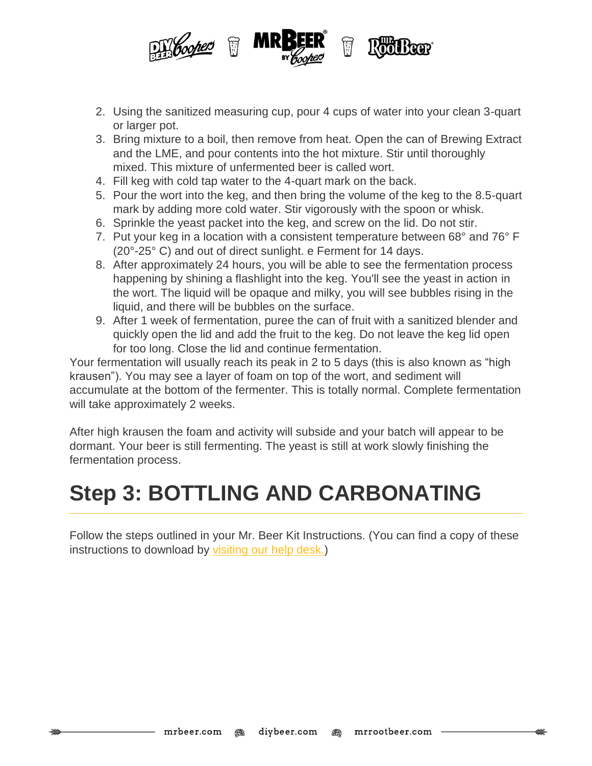2. Using the sanitized measuring cup, pour 4 cups of water into your clean 3-quart or larger pot.
3. Bring mixture to a boil, then remove from heat. Open the can of Brewing Extract and the LME, and pour contents into the hot mixture. Stir until thoroughly mixed. This mixture of unfermented beer is called wort.
4. Fill keg with cold tap water to the 4-quart mark on the back.
5. Pour the wort into the keg, and then bring the volume of the keg to the 8.5-quart mark by adding more cold water. Stir vigorously with the spoon or whisk.
6. Sprinkle the yeast packet into the keg, and screw on the lid. Do not stir.
7. Put your keg in a location with a consistent temperature between 68° and 76° F (20°-25° C) and out of direct sunlight. e Ferment for 14 days.
8. After approximately 24 hours, you will be able to see the fermentation process happening by shining a flashlight into the keg. You'll see the yeast in action in the wort. The liquid will be opaque and milky, you will see bubbles rising in the liquid, and there will be bubbles on the surface.
9. After 1 week of fermentation, puree the can of fruit with a sanitized blender and quickly open the lid and add the fruit to the keg. Do not leave the keg lid open for too long. Close the lid and continue fermentation.

Your fermentation will usually reach its peak in 2 to 5 days (this is also known as "high krausen"). You may see a layer of foam on top of the wort, and sediment will accumulate at the bottom of the fermenter. This is totally normal. Complete fermentation will take approximately 2 weeks.

After high krausen the foam and activity will subside and your batch will appear to be dormant. Your beer is still fermenting. The yeast is still at work slowly finishing the fermentation process.

# Step 3: BOTTLING AND CARBONATING

Follow the steps outlined in your Mr. Beer Kit Instructions. (You can find a copy of these instructions to download by visiting our help desk.)